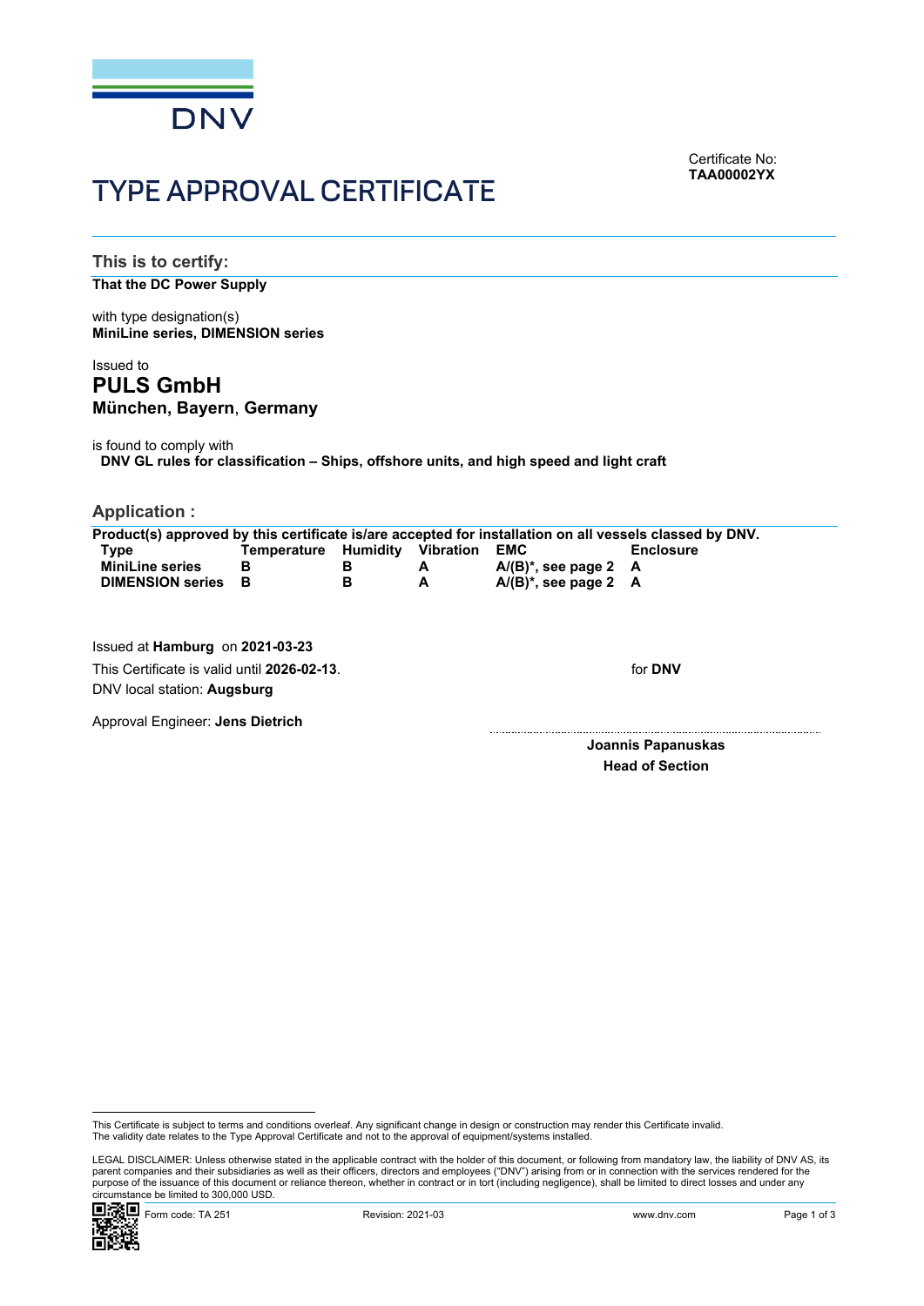DNV

Certificate No:
**TAA00002YX**

# TYPE APPROVAL CERTIFICATE

## This is to certify:

**That the DC Power Supply**

with type designation(s)
**MiniLine series, DIMENSION series**

Issued to
## PULS GmbH
**München, Bayern, Germany**

is found to comply with
**DNV GL rules for classification – Ships, offshore units, and high speed and light craft**

## Application :

**Product(s) approved by this certificate is/are accepted for installation on all vessels classed by DNV.**

| Type | Temperature | Humidity | Vibration | EMC | Enclosure |
|---|---|---|---|---|---|
| **MiniLine series** | **B** | **B** | **A** | **A/(B)*, see page 2** | **A** |
| **DIMENSION series** | **B** | **B** | **A** | **A/(B)*, see page 2** | **A** |

Issued at **Hamburg** on **2021-03-23**

This Certificate is valid until **2026-02-13**.

DNV local station: **Augsburg**

Approval Engineer: **Jens Dietrich**

for **DNV**

**Joannis Papanuskas**
**Head of Section**

This Certificate is subject to terms and conditions overleaf. Any significant change in design or construction may render this Certificate invalid.
The validity date relates to the Type Approval Certificate and not to the approval of equipment/systems installed.

LEGAL DISCLAIMER: Unless otherwise stated in the applicable contract with the holder of this document, or following from mandatory law, the liability of DNV AS, its parent companies and their subsidiaries as well as their officers, directors and employees ("DNV") arising from or in connection with the services rendered for the purpose of the issuance of this document or reliance thereon, whether in contract or in tort (including negligence), shall be limited to direct losses and under any circumstance be limited to 300,000 USD.

Form code: TA 251 Revision: 2021-03 www.dnv.com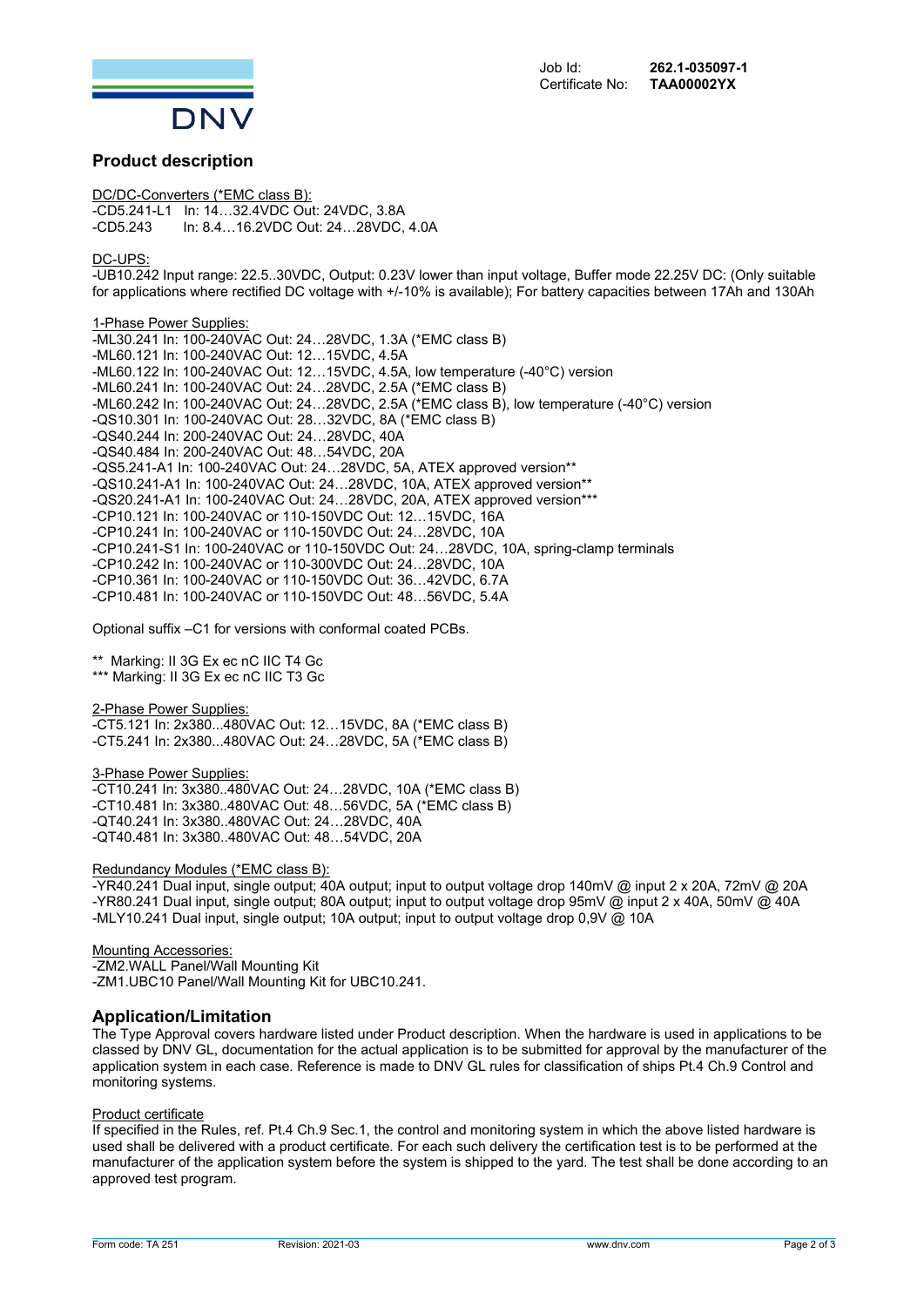Job Id: **262.1-035097-1**
Certificate No: **TAA00002YX**

## Product description

DC/DC-Converters (*EMC class B):
-CD5.241-L1 In: 14…32.4VDC Out: 24VDC, 3.8A
-CD5.243 In: 8.4…16.2VDC Out: 24…28VDC, 4.0A

DC-UPS:
-UB10.242 Input range: 22.5..30VDC, Output: 0.23V lower than input voltage, Buffer mode 22.25V DC: (Only suitable for applications where rectified DC voltage with +/-10% is available); For battery capacities between 17Ah and 130Ah

1-Phase Power Supplies:
-ML30.241 In: 100-240VAC Out: 24…28VDC, 1.3A (*EMC class B)
-ML60.121 In: 100-240VAC Out: 12…15VDC, 4.5A
-ML60.122 In: 100-240VAC Out: 12…15VDC, 4.5A, low temperature (-40°C) version
-ML60.241 In: 100-240VAC Out: 24…28VDC, 2.5A (*EMC class B)
-ML60.242 In: 100-240VAC Out: 24…28VDC, 2.5A (*EMC class B), low temperature (-40°C) version
-QS10.301 In: 100-240VAC Out: 28…32VDC, 8A (*EMC class B)
-QS40.244 In: 200-240VAC Out: 24…28VDC, 40A
-QS40.484 In: 200-240VAC Out: 48…54VDC, 20A
-QS5.241-A1 In: 100-240VAC Out: 24…28VDC, 5A, ATEX approved version**
-QS10.241-A1 In: 100-240VAC Out: 24…28VDC, 10A, ATEX approved version**
-QS20.241-A1 In: 100-240VAC Out: 24…28VDC, 20A, ATEX approved version***
-CP10.121 In: 100-240VAC or 110-150VDC Out: 12…15VDC, 16A
-CP10.241 In: 100-240VAC or 110-150VDC Out: 24…28VDC, 10A
-CP10.241-S1 In: 100-240VAC or 110-150VDC Out: 24…28VDC, 10A, spring-clamp terminals
-CP10.242 In: 100-240VAC or 110-300VDC Out: 24…28VDC, 10A
-CP10.361 In: 100-240VAC or 110-150VDC Out: 36…42VDC, 6.7A
-CP10.481 In: 100-240VAC or 110-150VDC Out: 48…56VDC, 5.4A

Optional suffix –C1 for versions with conformal coated PCBs.

** Marking: II 3G Ex ec nC IIC T4 Gc
*** Marking: II 3G Ex ec nC IIC T3 Gc

2-Phase Power Supplies:
-CT5.121 In: 2x380...480VAC Out: 12…15VDC, 8A (*EMC class B)
-CT5.241 In: 2x380...480VAC Out: 24…28VDC, 5A (*EMC class B)

3-Phase Power Supplies:
-CT10.241 In: 3x380..480VAC Out: 24…28VDC, 10A (*EMC class B)
-CT10.481 In: 3x380..480VAC Out: 48…56VDC, 5A (*EMC class B)
-QT40.241 In: 3x380..480VAC Out: 24…28VDC, 40A
-QT40.481 In: 3x380..480VAC Out: 48…54VDC, 20A

Redundancy Modules (*EMC class B):
-YR40.241 Dual input, single output; 40A output; input to output voltage drop 140mV @ input 2 x 20A, 72mV @ 20A
-YR80.241 Dual input, single output; 80A output; input to output voltage drop 95mV @ input 2 x 40A, 50mV @ 40A
-MLY10.241 Dual input, single output; 10A output; input to output voltage drop 0,9V @ 10A

Mounting Accessories:
-ZM2.WALL Panel/Wall Mounting Kit
-ZM1.UBC10 Panel/Wall Mounting Kit for UBC10.241.

## Application/Limitation

The Type Approval covers hardware listed under Product description. When the hardware is used in applications to be classed by DNV GL, documentation for the actual application is to be submitted for approval by the manufacturer of the application system in each case. Reference is made to DNV GL rules for classification of ships Pt.4 Ch.9 Control and monitoring systems.

Product certificate
If specified in the Rules, ref. Pt.4 Ch.9 Sec.1, the control and monitoring system in which the above listed hardware is used shall be delivered with a product certificate. For each such delivery the certification test is to be performed at the manufacturer of the application system before the system is shipped to the yard. The test shall be done according to an approved test program.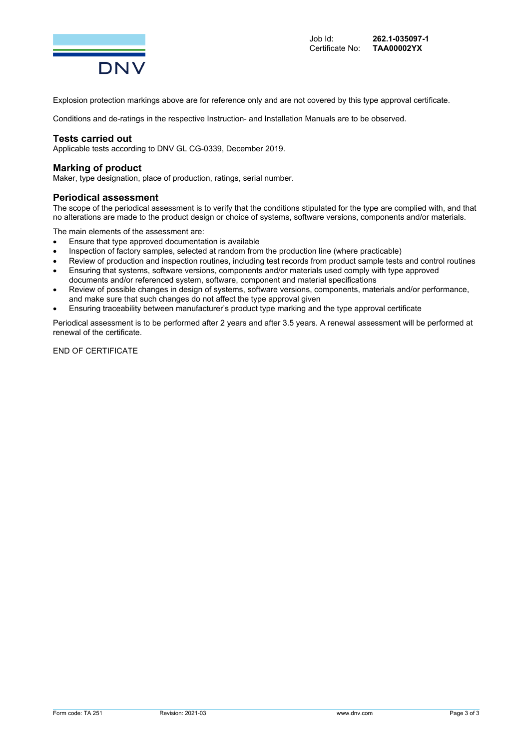Job Id: **262.1-035097-1**
Certificate No: **TAA00002YX**

Explosion protection markings above are for reference only and are not covered by this type approval certificate.

Conditions and de-ratings in the respective Instruction- and Installation Manuals are to be observed.

### Tests carried out

Applicable tests according to DNV GL CG-0339, December 2019.

### Marking of product

Maker, type designation, place of production, ratings, serial number.

### Periodical assessment

The scope of the periodical assessment is to verify that the conditions stipulated for the type are complied with, and that no alterations are made to the product design or choice of systems, software versions, components and/or materials.

The main elements of the assessment are:

- Ensure that type approved documentation is available
- Inspection of factory samples, selected at random from the production line (where practicable)
- Review of production and inspection routines, including test records from product sample tests and control routines
- Ensuring that systems, software versions, components and/or materials used comply with type approved documents and/or referenced system, software, component and material specifications
- Review of possible changes in design of systems, software versions, components, materials and/or performance, and make sure that such changes do not affect the type approval given
- Ensuring traceability between manufacturer's product type marking and the type approval certificate

Periodical assessment is to be performed after 2 years and after 3.5 years. A renewal assessment will be performed at renewal of the certificate.

END OF CERTIFICATE